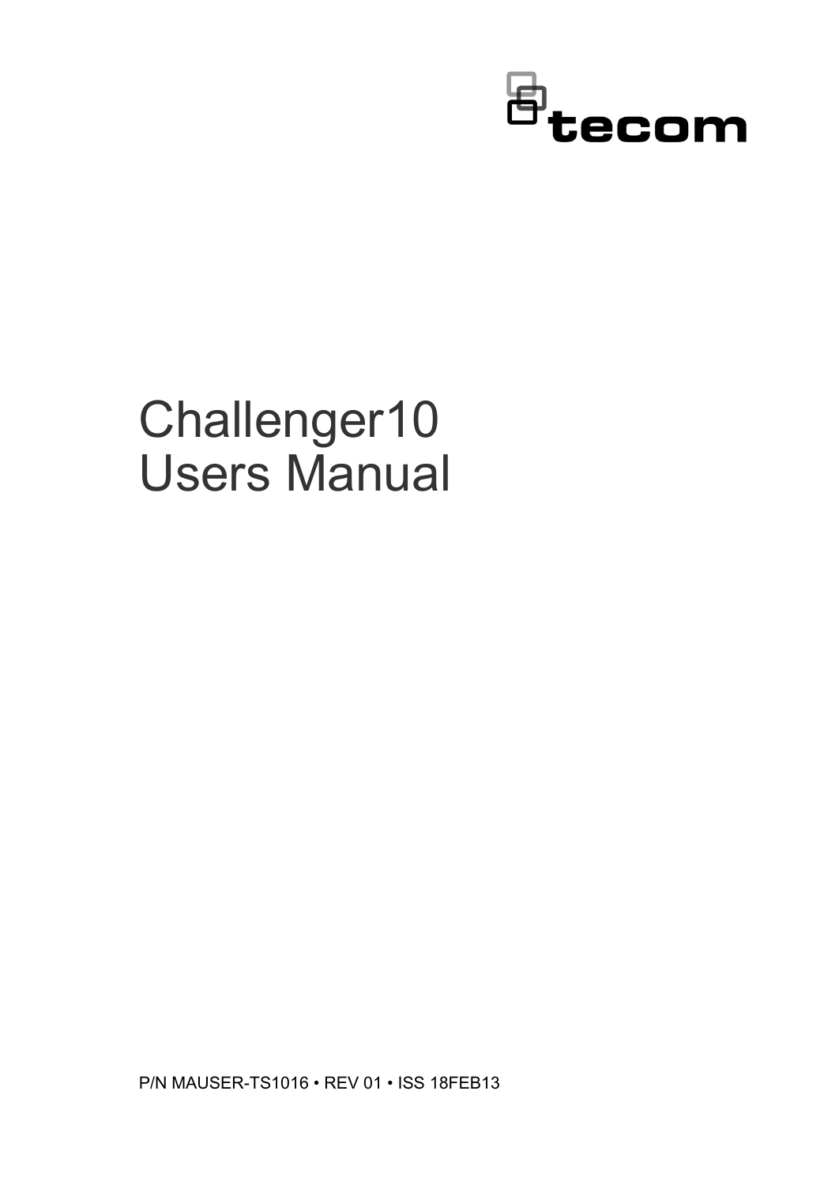tecom

# Challenger10 Users Manual

P/N MAUSER-TS1016 • REV 01 • ISS 18FEB13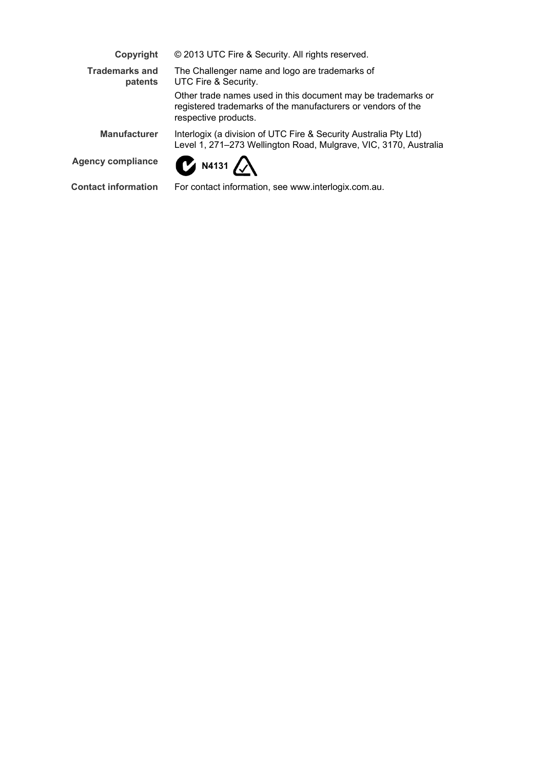**Copyright** © 2013 UTC Fire & Security. All rights reserved.

**Trademarks and patents** The Challenger name and logo are trademarks of UTC Fire & Security.

Other trade names used in this document may be trademarks or registered trademarks of the manufacturers or vendors of the respective products.

**Manufacturer** Interlogix (a division of UTC Fire & Security Australia Pty Ltd)
Level 1, 271–273 Wellington Road, Mulgrave, VIC, 3170, Australia

**Agency compliance** N4131

**Contact information** For contact information, see www.interlogix.com.au.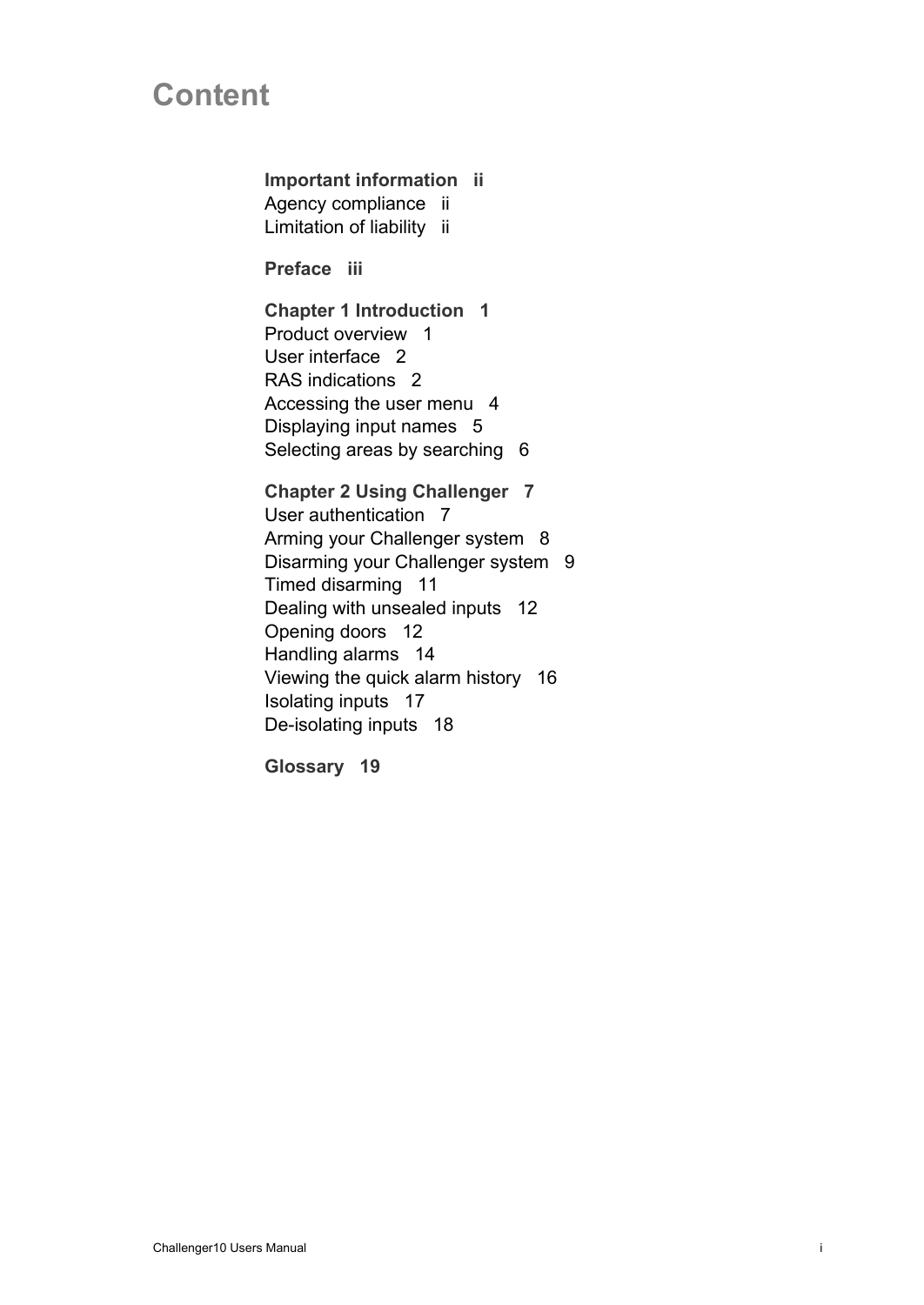# Content

**Important information ii**
Agency compliance ii
Limitation of liability ii

**Preface iii**

**Chapter 1 Introduction 1**
Product overview 1
User interface 2
RAS indications 2
Accessing the user menu 4
Displaying input names 5
Selecting areas by searching 6

**Chapter 2 Using Challenger 7**
User authentication 7
Arming your Challenger system 8
Disarming your Challenger system 9
Timed disarming 11
Dealing with unsealed inputs 12
Opening doors 12
Handling alarms 14
Viewing the quick alarm history 16
Isolating inputs 17
De-isolating inputs 18

**Glossary 19**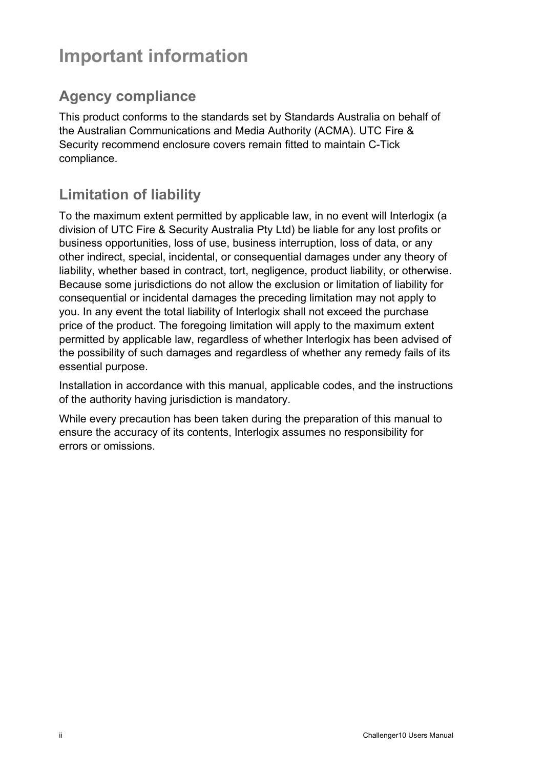# Important information

## Agency compliance

This product conforms to the standards set by Standards Australia on behalf of the Australian Communications and Media Authority (ACMA). UTC Fire & Security recommend enclosure covers remain fitted to maintain C-Tick compliance.

## Limitation of liability

To the maximum extent permitted by applicable law, in no event will Interlogix (a division of UTC Fire & Security Australia Pty Ltd) be liable for any lost profits or business opportunities, loss of use, business interruption, loss of data, or any other indirect, special, incidental, or consequential damages under any theory of liability, whether based in contract, tort, negligence, product liability, or otherwise. Because some jurisdictions do not allow the exclusion or limitation of liability for consequential or incidental damages the preceding limitation may not apply to you. In any event the total liability of Interlogix shall not exceed the purchase price of the product. The foregoing limitation will apply to the maximum extent permitted by applicable law, regardless of whether Interlogix has been advised of the possibility of such damages and regardless of whether any remedy fails of its essential purpose.

Installation in accordance with this manual, applicable codes, and the instructions of the authority having jurisdiction is mandatory.

While every precaution has been taken during the preparation of this manual to ensure the accuracy of its contents, Interlogix assumes no responsibility for errors or omissions.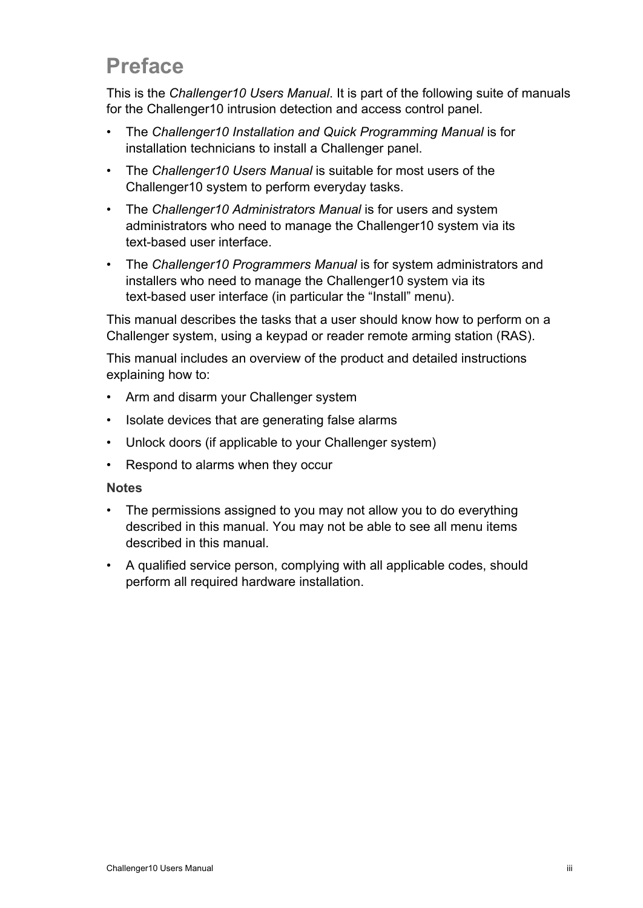# Preface

This is the *Challenger10 Users Manual*. It is part of the following suite of manuals for the Challenger10 intrusion detection and access control panel.

- The *Challenger10 Installation and Quick Programming Manual* is for installation technicians to install a Challenger panel.
- The *Challenger10 Users Manual* is suitable for most users of the Challenger10 system to perform everyday tasks.
- The *Challenger10 Administrators Manual* is for users and system administrators who need to manage the Challenger10 system via its text-based user interface.
- The *Challenger10 Programmers Manual* is for system administrators and installers who need to manage the Challenger10 system via its text-based user interface (in particular the "Install" menu).

This manual describes the tasks that a user should know how to perform on a Challenger system, using a keypad or reader remote arming station (RAS).

This manual includes an overview of the product and detailed instructions explaining how to:

- Arm and disarm your Challenger system
- Isolate devices that are generating false alarms
- Unlock doors (if applicable to your Challenger system)
- Respond to alarms when they occur

**Notes**

- The permissions assigned to you may not allow you to do everything described in this manual. You may not be able to see all menu items described in this manual.
- A qualified service person, complying with all applicable codes, should perform all required hardware installation.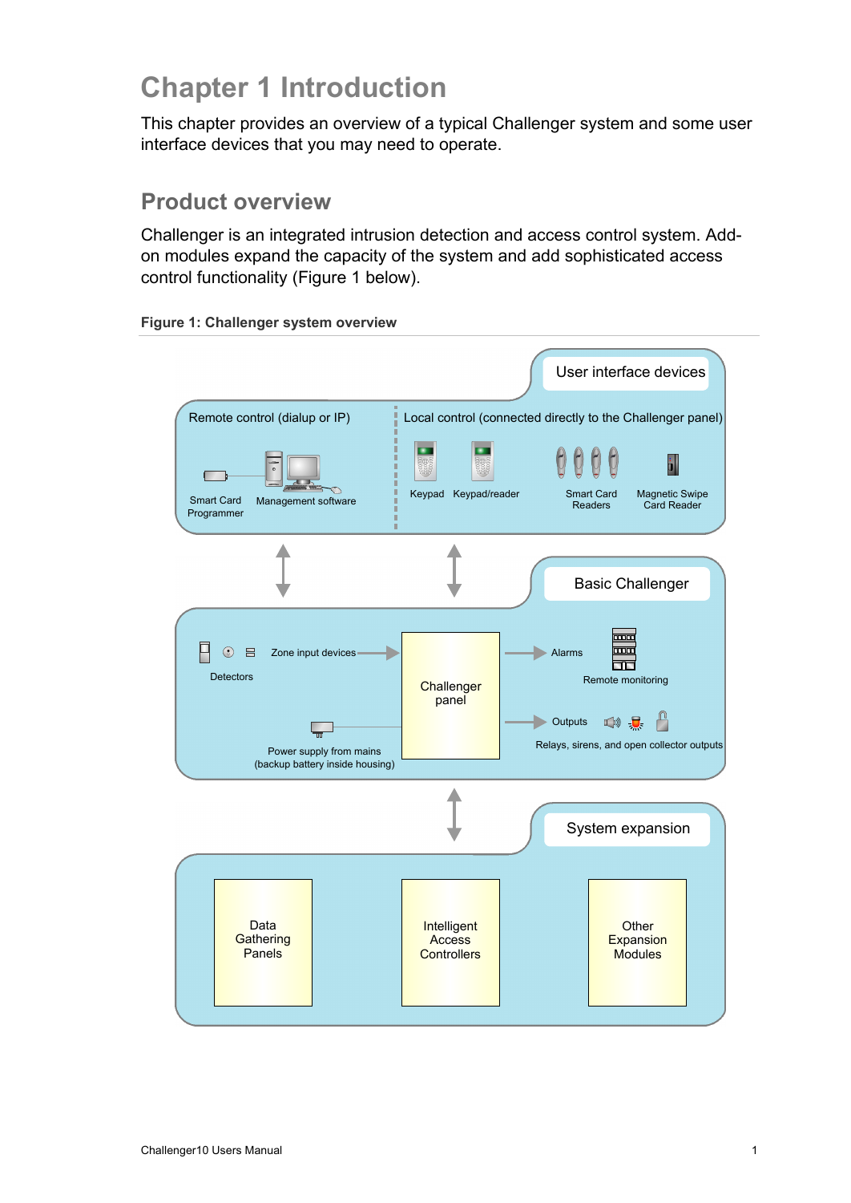# Chapter 1 Introduction

This chapter provides an overview of a typical Challenger system and some user interface devices that you may need to operate.

## Product overview

Challenger is an integrated intrusion detection and access control system. Add-on modules expand the capacity of the system and add sophisticated access control functionality (Figure 1 below).

**Figure 1: Challenger system overview**

User interface devices

Remote control (dialup or IP)

Smart Card Programmer

Management software

Local control (connected directly to the Challenger panel)

Keypad

Keypad/reader

Smart Card Readers

Magnetic Swipe Card Reader

Basic Challenger

Detectors

Zone input devices

Challenger panel

Alarms

Remote monitoring

Outputs

Relays, sirens, and open collector outputs

Power supply from mains (backup battery inside housing)

System expansion

Data Gathering Panels

Intelligent Access Controllers

Other Expansion Modules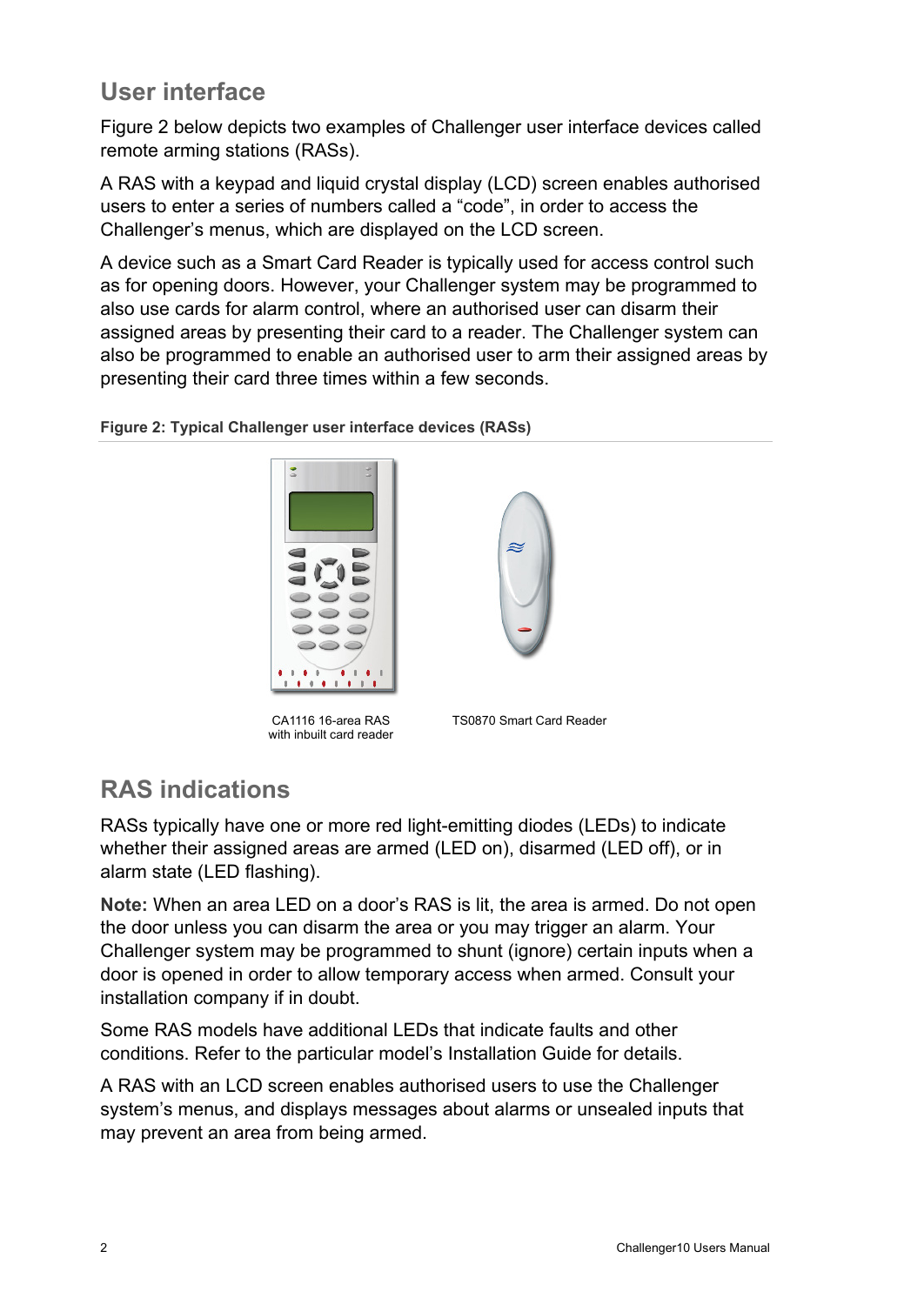## User interface

Figure 2 below depicts two examples of Challenger user interface devices called remote arming stations (RASs).

A RAS with a keypad and liquid crystal display (LCD) screen enables authorised users to enter a series of numbers called a “code”, in order to access the Challenger’s menus, which are displayed on the LCD screen.

A device such as a Smart Card Reader is typically used for access control such as for opening doors. However, your Challenger system may be programmed to also use cards for alarm control, where an authorised user can disarm their assigned areas by presenting their card to a reader. The Challenger system can also be programmed to enable an authorised user to arm their assigned areas by presenting their card three times within a few seconds.

**Figure 2: Typical Challenger user interface devices (RASs)**

CA1116 16-area RAS with inbuilt card reader

TS0870 Smart Card Reader

## RAS indications

RASs typically have one or more red light-emitting diodes (LEDs) to indicate whether their assigned areas are armed (LED on), disarmed (LED off), or in alarm state (LED flashing).

**Note:** When an area LED on a door’s RAS is lit, the area is armed. Do not open the door unless you can disarm the area or you may trigger an alarm. Your Challenger system may be programmed to shunt (ignore) certain inputs when a door is opened in order to allow temporary access when armed. Consult your installation company if in doubt.

Some RAS models have additional LEDs that indicate faults and other conditions. Refer to the particular model’s Installation Guide for details.

A RAS with an LCD screen enables authorised users to use the Challenger system’s menus, and displays messages about alarms or unsealed inputs that may prevent an area from being armed.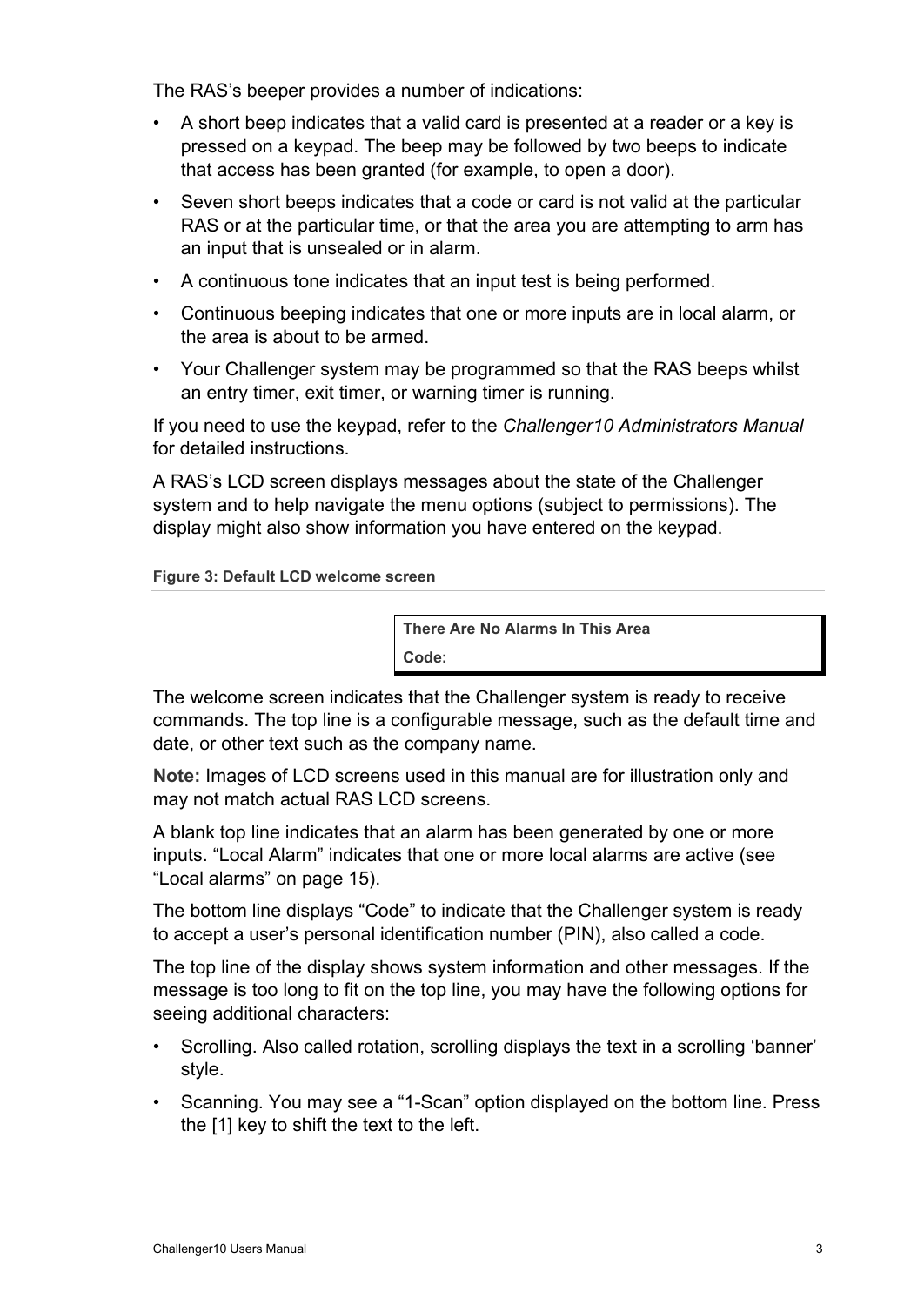The RAS's beeper provides a number of indications:

- A short beep indicates that a valid card is presented at a reader or a key is pressed on a keypad. The beep may be followed by two beeps to indicate that access has been granted (for example, to open a door).
- Seven short beeps indicates that a code or card is not valid at the particular RAS or at the particular time, or that the area you are attempting to arm has an input that is unsealed or in alarm.
- A continuous tone indicates that an input test is being performed.
- Continuous beeping indicates that one or more inputs are in local alarm, or the area is about to be armed.
- Your Challenger system may be programmed so that the RAS beeps whilst an entry timer, exit timer, or warning timer is running.

If you need to use the keypad, refer to the *Challenger10 Administrators Manual* for detailed instructions.

A RAS's LCD screen displays messages about the state of the Challenger system and to help navigate the menu options (subject to permissions). The display might also show information you have entered on the keypad.

**Figure 3: Default LCD welcome screen**

```
There Are No Alarms In This Area
Code:
```

The welcome screen indicates that the Challenger system is ready to receive commands. The top line is a configurable message, such as the default time and date, or other text such as the company name.

**Note:** Images of LCD screens used in this manual are for illustration only and may not match actual RAS LCD screens.

A blank top line indicates that an alarm has been generated by one or more inputs. "Local Alarm" indicates that one or more local alarms are active (see "Local alarms" on page 15).

The bottom line displays "Code" to indicate that the Challenger system is ready to accept a user's personal identification number (PIN), also called a code.

The top line of the display shows system information and other messages. If the message is too long to fit on the top line, you may have the following options for seeing additional characters:

- Scrolling. Also called rotation, scrolling displays the text in a scrolling 'banner' style.
- Scanning. You may see a "1-Scan" option displayed on the bottom line. Press the [1] key to shift the text to the left.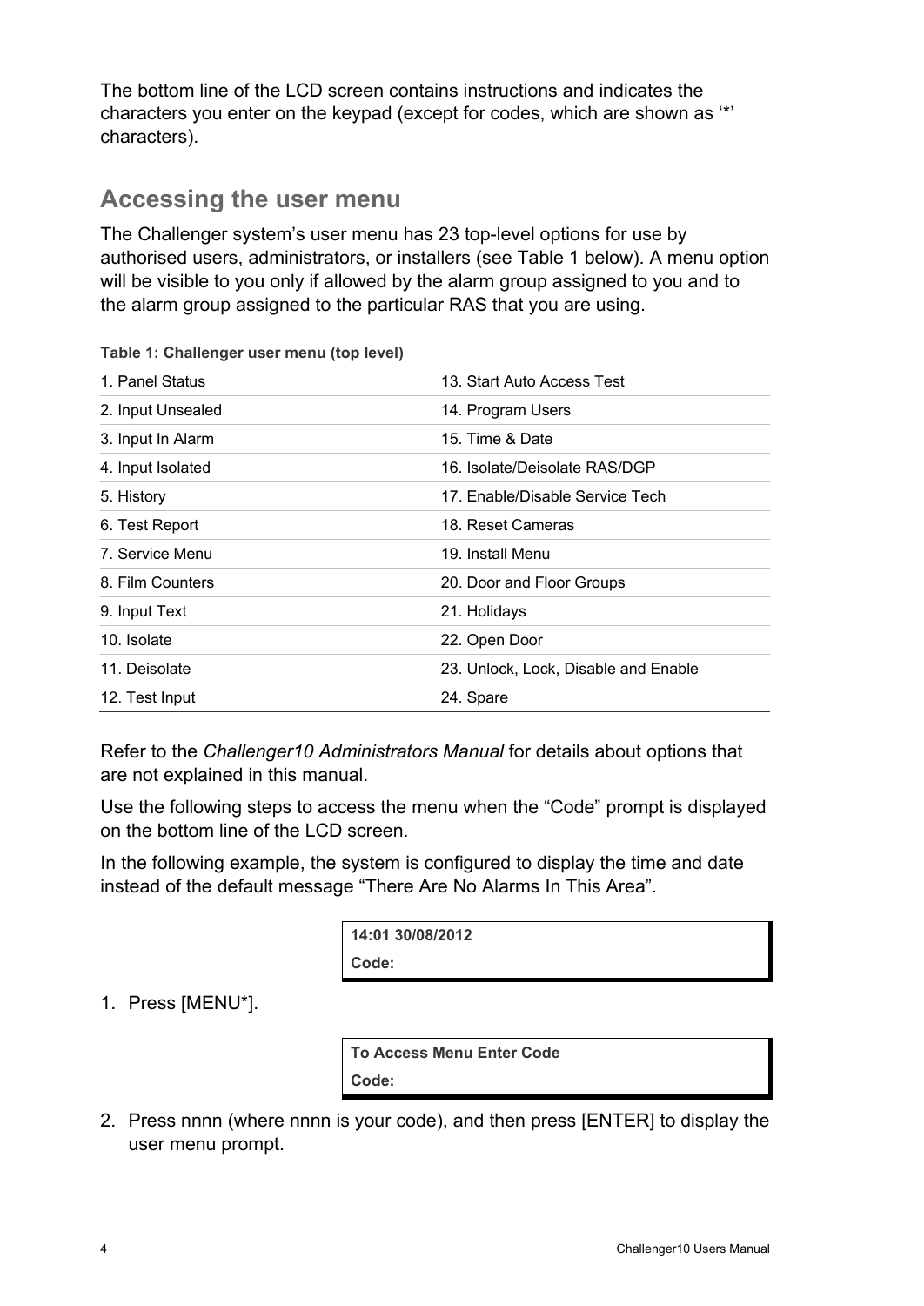The bottom line of the LCD screen contains instructions and indicates the characters you enter on the keypad (except for codes, which are shown as '*' characters).

## Accessing the user menu

The Challenger system's user menu has 23 top-level options for use by authorised users, administrators, or installers (see Table 1 below). A menu option will be visible to you only if allowed by the alarm group assigned to you and to the alarm group assigned to the particular RAS that you are using.

**Table 1: Challenger user menu (top level)**

| | |
|---|---|
| 1. Panel Status | 13. Start Auto Access Test |
| 2. Input Unsealed | 14. Program Users |
| 3. Input In Alarm | 15. Time & Date |
| 4. Input Isolated | 16. Isolate/Deisolate RAS/DGP |
| 5. History | 17. Enable/Disable Service Tech |
| 6. Test Report | 18. Reset Cameras |
| 7. Service Menu | 19. Install Menu |
| 8. Film Counters | 20. Door and Floor Groups |
| 9. Input Text | 21. Holidays |
| 10. Isolate | 22. Open Door |
| 11. Deisolate | 23. Unlock, Lock, Disable and Enable |
| 12. Test Input | 24. Spare |

Refer to the *Challenger10 Administrators Manual* for details about options that are not explained in this manual.

Use the following steps to access the menu when the "Code" prompt is displayed on the bottom line of the LCD screen.

In the following example, the system is configured to display the time and date instead of the default message "There Are No Alarms In This Area".

```
14:01 30/08/2012
Code:
```

1. Press [MENU*].

```
To Access Menu Enter Code
Code:
```

2. Press nnnn (where nnnn is your code), and then press [ENTER] to display the user menu prompt.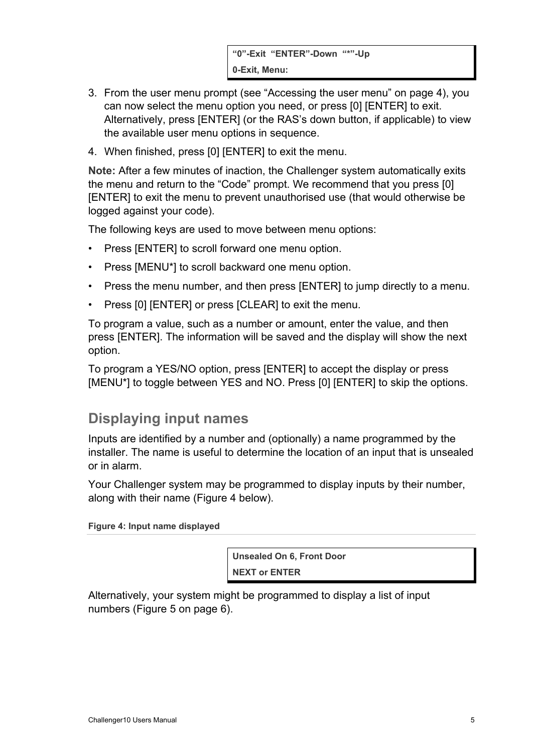```
"0"-Exit  "ENTER"-Down  "*"-Up
0-Exit, Menu:
```

3. From the user menu prompt (see "Accessing the user menu" on page 4), you can now select the menu option you need, or press [0] [ENTER] to exit. Alternatively, press [ENTER] (or the RAS's down button, if applicable) to view the available user menu options in sequence.
4. When finished, press [0] [ENTER] to exit the menu.

**Note:** After a few minutes of inaction, the Challenger system automatically exits the menu and return to the "Code" prompt. We recommend that you press [0] [ENTER] to exit the menu to prevent unauthorised use (that would otherwise be logged against your code).

The following keys are used to move between menu options:

- Press [ENTER] to scroll forward one menu option.
- Press [MENU*] to scroll backward one menu option.
- Press the menu number, and then press [ENTER] to jump directly to a menu.
- Press [0] [ENTER] or press [CLEAR] to exit the menu.

To program a value, such as a number or amount, enter the value, and then press [ENTER]. The information will be saved and the display will show the next option.

To program a YES/NO option, press [ENTER] to accept the display or press [MENU*] to toggle between YES and NO. Press [0] [ENTER] to skip the options.

## Displaying input names

Inputs are identified by a number and (optionally) a name programmed by the installer. The name is useful to determine the location of an input that is unsealed or in alarm.

Your Challenger system may be programmed to display inputs by their number, along with their name (Figure 4 below).

**Figure 4: Input name displayed**

```
Unsealed On 6, Front Door
NEXT or ENTER
```

Alternatively, your system might be programmed to display a list of input numbers (Figure 5 on page 6).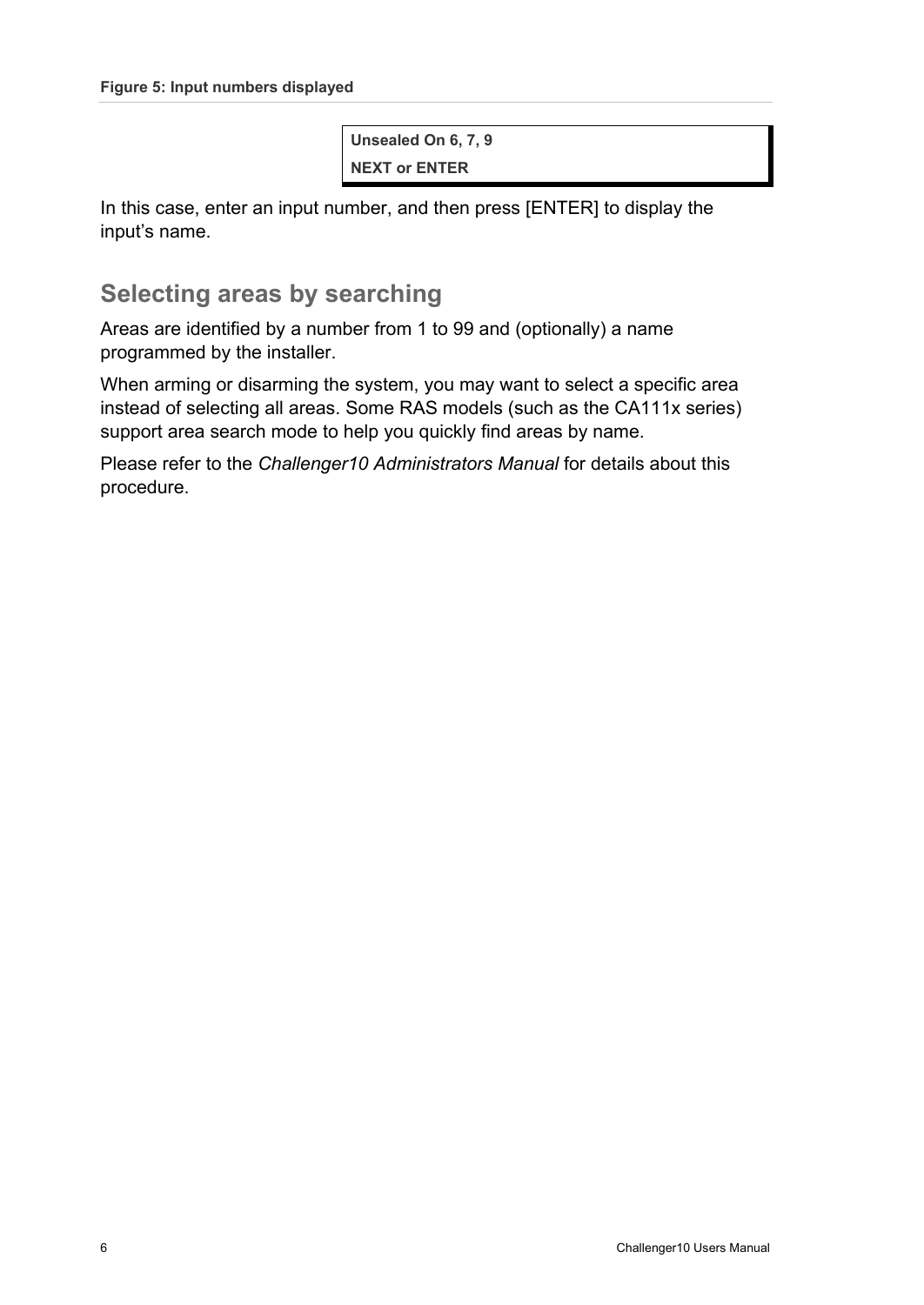**Figure 5: Input numbers displayed**

```
Unsealed On 6, 7, 9
NEXT or ENTER
```

In this case, enter an input number, and then press [ENTER] to display the input's name.

## Selecting areas by searching

Areas are identified by a number from 1 to 99 and (optionally) a name programmed by the installer.

When arming or disarming the system, you may want to select a specific area instead of selecting all areas. Some RAS models (such as the CA111x series) support area search mode to help you quickly find areas by name.

Please refer to the *Challenger10 Administrators Manual* for details about this procedure.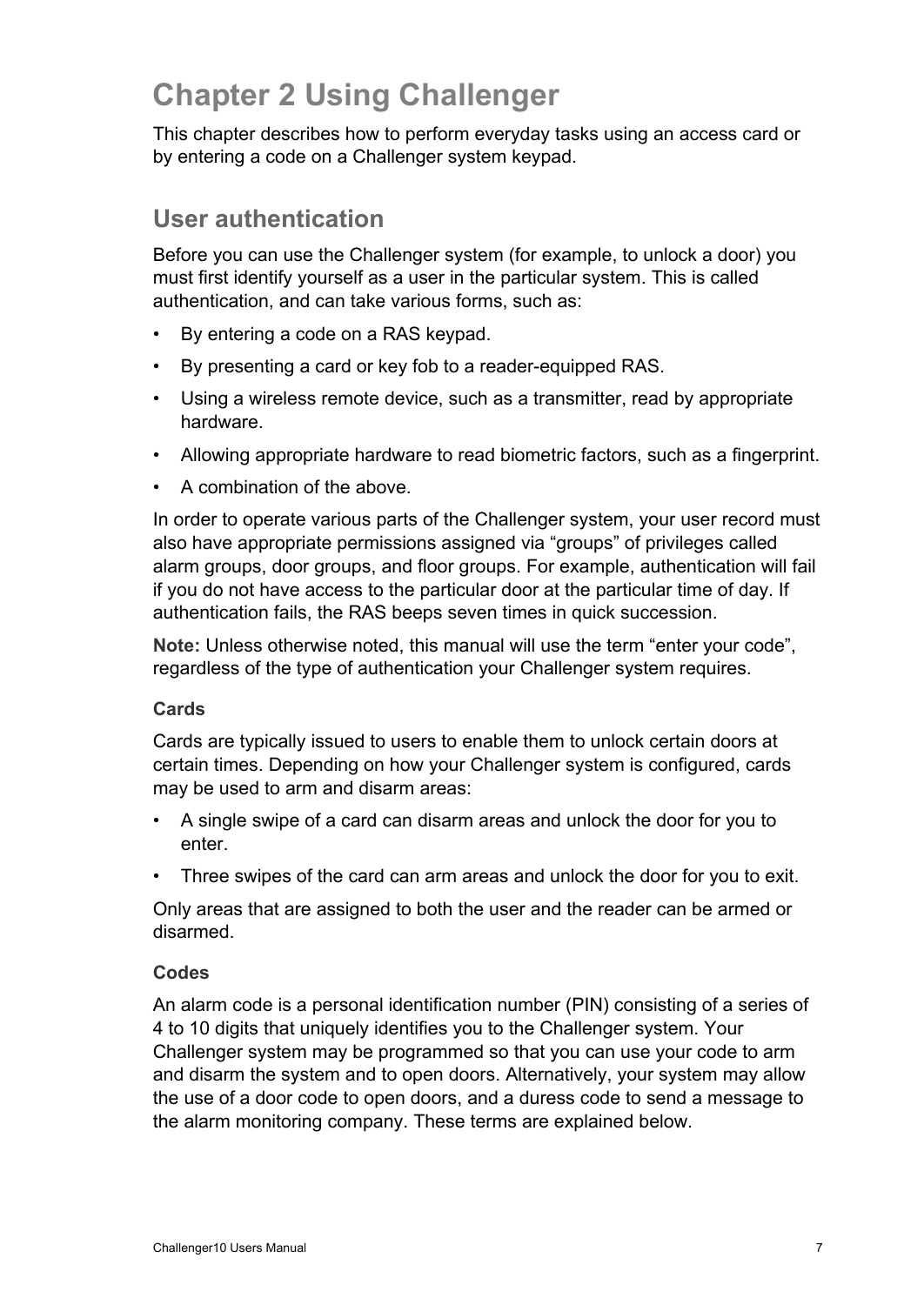# Chapter 2 Using Challenger

This chapter describes how to perform everyday tasks using an access card or by entering a code on a Challenger system keypad.

## User authentication

Before you can use the Challenger system (for example, to unlock a door) you must first identify yourself as a user in the particular system. This is called authentication, and can take various forms, such as:

- By entering a code on a RAS keypad.
- By presenting a card or key fob to a reader-equipped RAS.
- Using a wireless remote device, such as a transmitter, read by appropriate hardware.
- Allowing appropriate hardware to read biometric factors, such as a fingerprint.
- A combination of the above.

In order to operate various parts of the Challenger system, your user record must also have appropriate permissions assigned via "groups" of privileges called alarm groups, door groups, and floor groups. For example, authentication will fail if you do not have access to the particular door at the particular time of day. If authentication fails, the RAS beeps seven times in quick succession.

**Note:** Unless otherwise noted, this manual will use the term "enter your code", regardless of the type of authentication your Challenger system requires.

### Cards

Cards are typically issued to users to enable them to unlock certain doors at certain times. Depending on how your Challenger system is configured, cards may be used to arm and disarm areas:

- A single swipe of a card can disarm areas and unlock the door for you to enter.
- Three swipes of the card can arm areas and unlock the door for you to exit.

Only areas that are assigned to both the user and the reader can be armed or disarmed.

### Codes

An alarm code is a personal identification number (PIN) consisting of a series of 4 to 10 digits that uniquely identifies you to the Challenger system. Your Challenger system may be programmed so that you can use your code to arm and disarm the system and to open doors. Alternatively, your system may allow the use of a door code to open doors, and a duress code to send a message to the alarm monitoring company. These terms are explained below.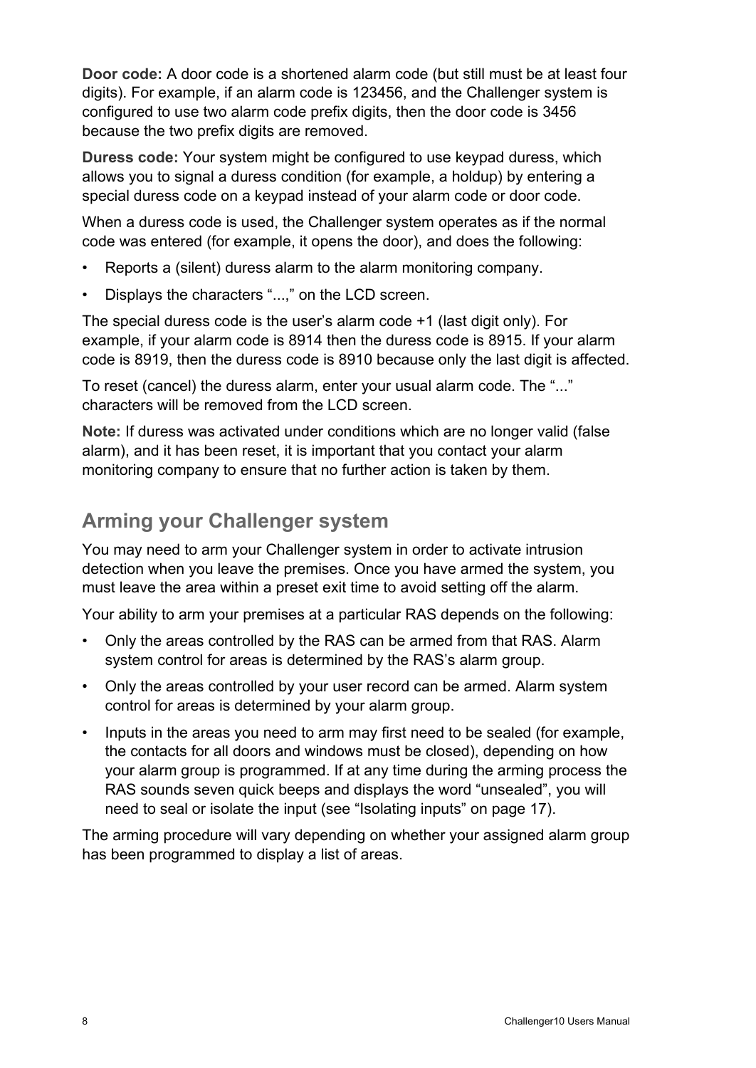**Door code:** A door code is a shortened alarm code (but still must be at least four digits). For example, if an alarm code is 123456, and the Challenger system is configured to use two alarm code prefix digits, then the door code is 3456 because the two prefix digits are removed.

**Duress code:** Your system might be configured to use keypad duress, which allows you to signal a duress condition (for example, a holdup) by entering a special duress code on a keypad instead of your alarm code or door code.

When a duress code is used, the Challenger system operates as if the normal code was entered (for example, it opens the door), and does the following:

- Reports a (silent) duress alarm to the alarm monitoring company.
- Displays the characters "...," on the LCD screen.

The special duress code is the user's alarm code +1 (last digit only). For example, if your alarm code is 8914 then the duress code is 8915. If your alarm code is 8919, then the duress code is 8910 because only the last digit is affected.

To reset (cancel) the duress alarm, enter your usual alarm code. The "..." characters will be removed from the LCD screen.

**Note:** If duress was activated under conditions which are no longer valid (false alarm), and it has been reset, it is important that you contact your alarm monitoring company to ensure that no further action is taken by them.

## Arming your Challenger system

You may need to arm your Challenger system in order to activate intrusion detection when you leave the premises. Once you have armed the system, you must leave the area within a preset exit time to avoid setting off the alarm.

Your ability to arm your premises at a particular RAS depends on the following:

- Only the areas controlled by the RAS can be armed from that RAS. Alarm system control for areas is determined by the RAS's alarm group.
- Only the areas controlled by your user record can be armed. Alarm system control for areas is determined by your alarm group.
- Inputs in the areas you need to arm may first need to be sealed (for example, the contacts for all doors and windows must be closed), depending on how your alarm group is programmed. If at any time during the arming process the RAS sounds seven quick beeps and displays the word "unsealed", you will need to seal or isolate the input (see "Isolating inputs" on page 17).

The arming procedure will vary depending on whether your assigned alarm group has been programmed to display a list of areas.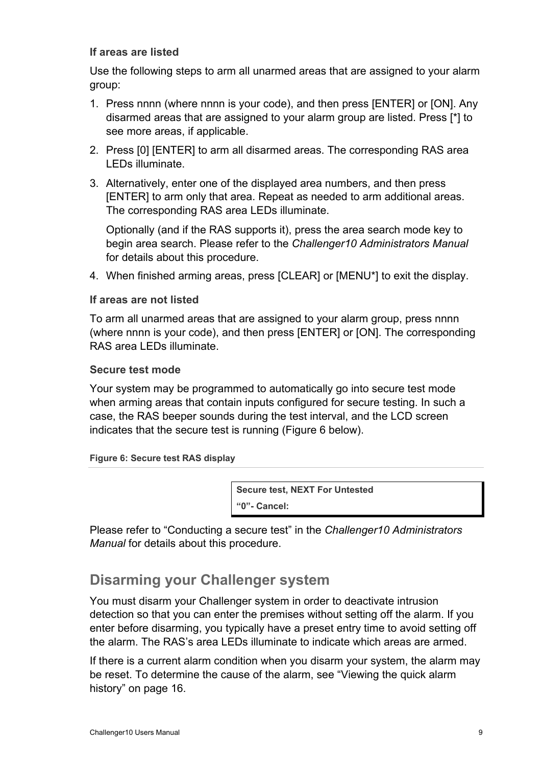#### If areas are listed

Use the following steps to arm all unarmed areas that are assigned to your alarm group:

1. Press nnnn (where nnnn is your code), and then press [ENTER] or [ON]. Any disarmed areas that are assigned to your alarm group are listed. Press [*] to see more areas, if applicable.
2. Press [0] [ENTER] to arm all disarmed areas. The corresponding RAS area LEDs illuminate.
3. Alternatively, enter one of the displayed area numbers, and then press [ENTER] to arm only that area. Repeat as needed to arm additional areas. The corresponding RAS area LEDs illuminate.

   Optionally (and if the RAS supports it), press the area search mode key to begin area search. Please refer to the *Challenger10 Administrators Manual* for details about this procedure.
4. When finished arming areas, press [CLEAR] or [MENU*] to exit the display.

#### If areas are not listed

To arm all unarmed areas that are assigned to your alarm group, press nnnn (where nnnn is your code), and then press [ENTER] or [ON]. The corresponding RAS area LEDs illuminate.

#### Secure test mode

Your system may be programmed to automatically go into secure test mode when arming areas that contain inputs configured for secure testing. In such a case, the RAS beeper sounds during the test interval, and the LCD screen indicates that the secure test is running (Figure 6 below).

**Figure 6: Secure test RAS display**

| **Secure test, NEXT For Untested** |
| --- |
| **“0”- Cancel:** |

Please refer to “Conducting a secure test” in the *Challenger10 Administrators Manual* for details about this procedure.

## Disarming your Challenger system

You must disarm your Challenger system in order to deactivate intrusion detection so that you can enter the premises without setting off the alarm. If you enter before disarming, you typically have a preset entry time to avoid setting off the alarm. The RAS’s area LEDs illuminate to indicate which areas are armed.

If there is a current alarm condition when you disarm your system, the alarm may be reset. To determine the cause of the alarm, see “Viewing the quick alarm history” on page 16.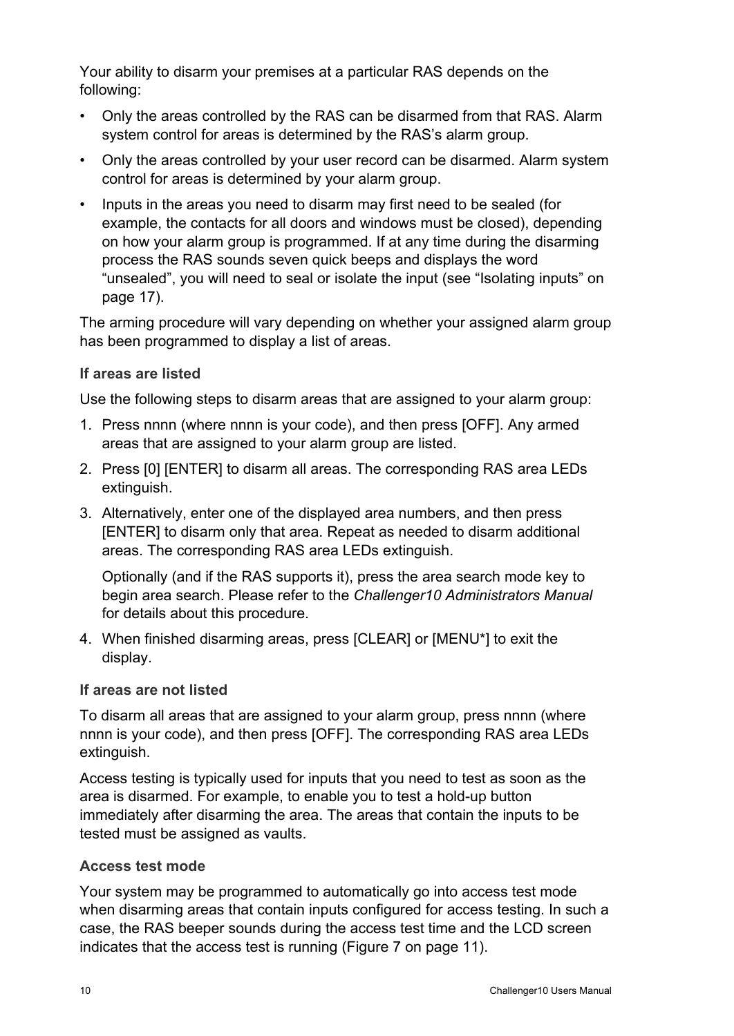Your ability to disarm your premises at a particular RAS depends on the following:

- Only the areas controlled by the RAS can be disarmed from that RAS. Alarm system control for areas is determined by the RAS's alarm group.
- Only the areas controlled by your user record can be disarmed. Alarm system control for areas is determined by your alarm group.
- Inputs in the areas you need to disarm may first need to be sealed (for example, the contacts for all doors and windows must be closed), depending on how your alarm group is programmed. If at any time during the disarming process the RAS sounds seven quick beeps and displays the word "unsealed", you will need to seal or isolate the input (see "Isolating inputs" on page 17).

The arming procedure will vary depending on whether your assigned alarm group has been programmed to display a list of areas.

### If areas are listed

Use the following steps to disarm areas that are assigned to your alarm group:

1. Press nnnn (where nnnn is your code), and then press [OFF]. Any armed areas that are assigned to your alarm group are listed.
2. Press [0] [ENTER] to disarm all areas. The corresponding RAS area LEDs extinguish.
3. Alternatively, enter one of the displayed area numbers, and then press [ENTER] to disarm only that area. Repeat as needed to disarm additional areas. The corresponding RAS area LEDs extinguish.

   Optionally (and if the RAS supports it), press the area search mode key to begin area search. Please refer to the *Challenger10 Administrators Manual* for details about this procedure.
4. When finished disarming areas, press [CLEAR] or [MENU*] to exit the display.

### If areas are not listed

To disarm all areas that are assigned to your alarm group, press nnnn (where nnnn is your code), and then press [OFF]. The corresponding RAS area LEDs extinguish.

Access testing is typically used for inputs that you need to test as soon as the area is disarmed. For example, to enable you to test a hold-up button immediately after disarming the area. The areas that contain the inputs to be tested must be assigned as vaults.

### Access test mode

Your system may be programmed to automatically go into access test mode when disarming areas that contain inputs configured for access testing. In such a case, the RAS beeper sounds during the access test time and the LCD screen indicates that the access test is running (Figure 7 on page 11).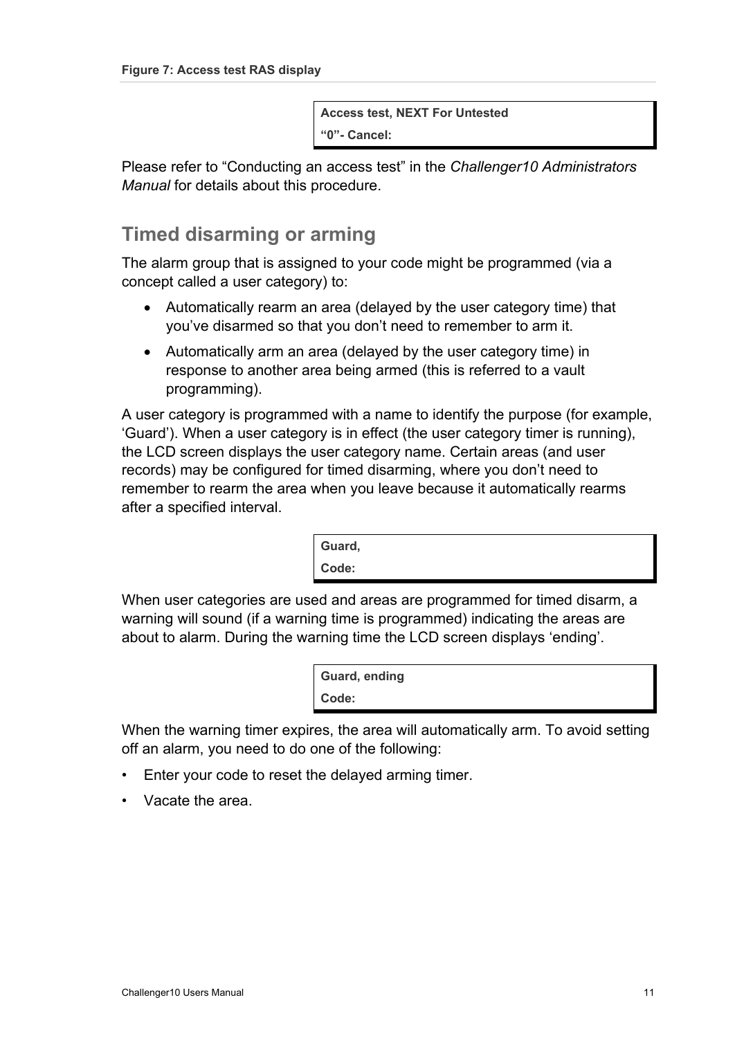**Figure 7: Access test RAS display**

```
Access test, NEXT For Untested
"0"- Cancel:
```

Please refer to “Conducting an access test” in the *Challenger10 Administrators Manual* for details about this procedure.

## Timed disarming or arming

The alarm group that is assigned to your code might be programmed (via a concept called a user category) to:

- Automatically rearm an area (delayed by the user category time) that you’ve disarmed so that you don’t need to remember to arm it.
- Automatically arm an area (delayed by the user category time) in response to another area being armed (this is referred to a vault programming).

A user category is programmed with a name to identify the purpose (for example, ‘Guard’). When a user category is in effect (the user category timer is running), the LCD screen displays the user category name. Certain areas (and user records) may be configured for timed disarming, where you don’t need to remember to rearm the area when you leave because it automatically rearms after a specified interval.

```
Guard,
Code:
```

When user categories are used and areas are programmed for timed disarm, a warning will sound (if a warning time is programmed) indicating the areas are about to alarm. During the warning time the LCD screen displays ‘ending’.

```
Guard, ending
Code:
```

When the warning timer expires, the area will automatically arm. To avoid setting off an alarm, you need to do one of the following:

- Enter your code to reset the delayed arming timer.
- Vacate the area.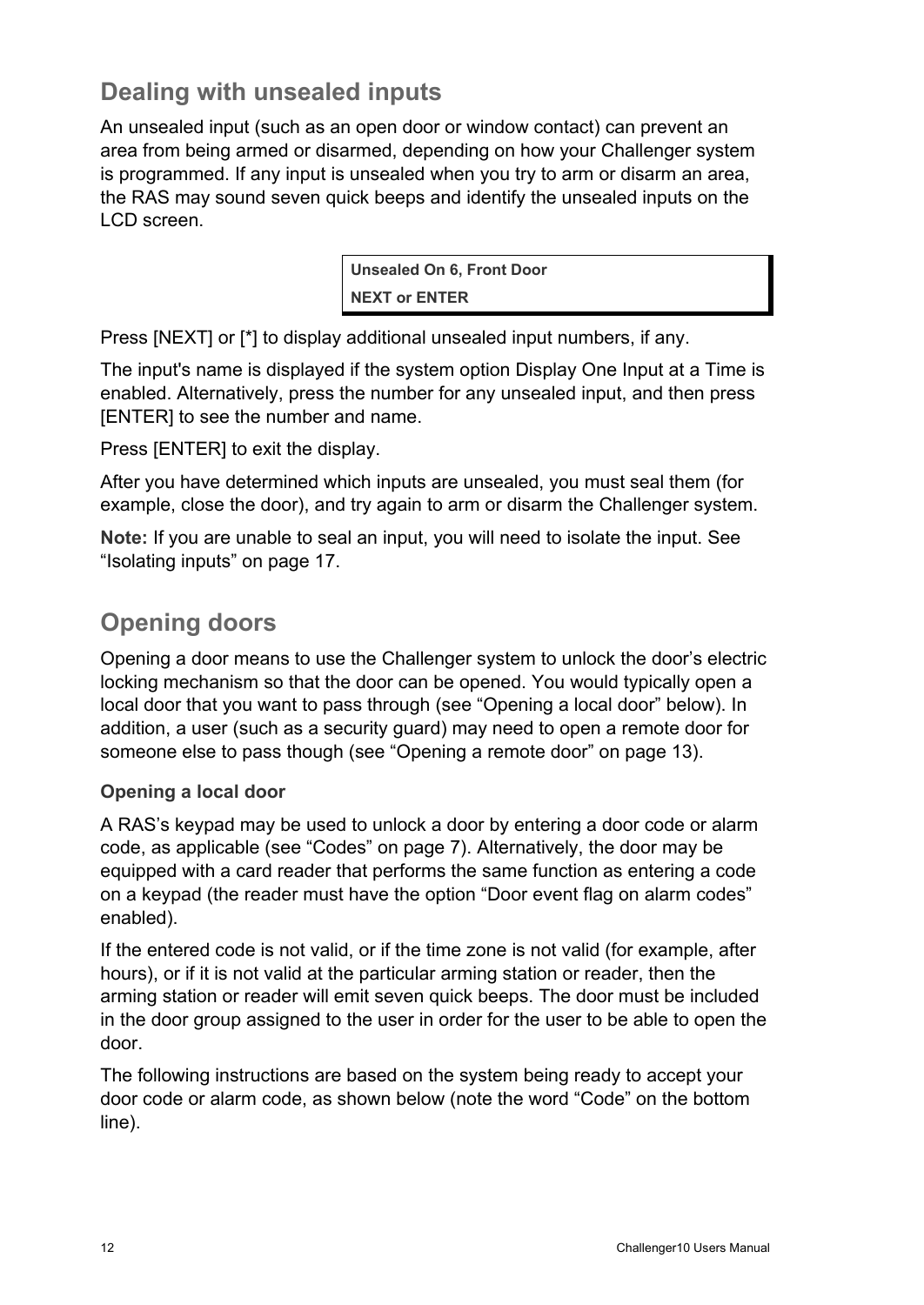## Dealing with unsealed inputs

An unsealed input (such as an open door or window contact) can prevent an area from being armed or disarmed, depending on how your Challenger system is programmed. If any input is unsealed when you try to arm or disarm an area, the RAS may sound seven quick beeps and identify the unsealed inputs on the LCD screen.

```
Unsealed On 6, Front Door
NEXT or ENTER
```

Press [NEXT] or [*] to display additional unsealed input numbers, if any.

The input's name is displayed if the system option Display One Input at a Time is enabled. Alternatively, press the number for any unsealed input, and then press [ENTER] to see the number and name.

Press [ENTER] to exit the display.

After you have determined which inputs are unsealed, you must seal them (for example, close the door), and try again to arm or disarm the Challenger system.

**Note:** If you are unable to seal an input, you will need to isolate the input. See "Isolating inputs" on page 17.

## Opening doors

Opening a door means to use the Challenger system to unlock the door's electric locking mechanism so that the door can be opened. You would typically open a local door that you want to pass through (see "Opening a local door" below). In addition, a user (such as a security guard) may need to open a remote door for someone else to pass though (see "Opening a remote door" on page 13).

### Opening a local door

A RAS's keypad may be used to unlock a door by entering a door code or alarm code, as applicable (see "Codes" on page 7). Alternatively, the door may be equipped with a card reader that performs the same function as entering a code on a keypad (the reader must have the option "Door event flag on alarm codes" enabled).

If the entered code is not valid, or if the time zone is not valid (for example, after hours), or if it is not valid at the particular arming station or reader, then the arming station or reader will emit seven quick beeps. The door must be included in the door group assigned to the user in order for the user to be able to open the door.

The following instructions are based on the system being ready to accept your door code or alarm code, as shown below (note the word "Code" on the bottom line).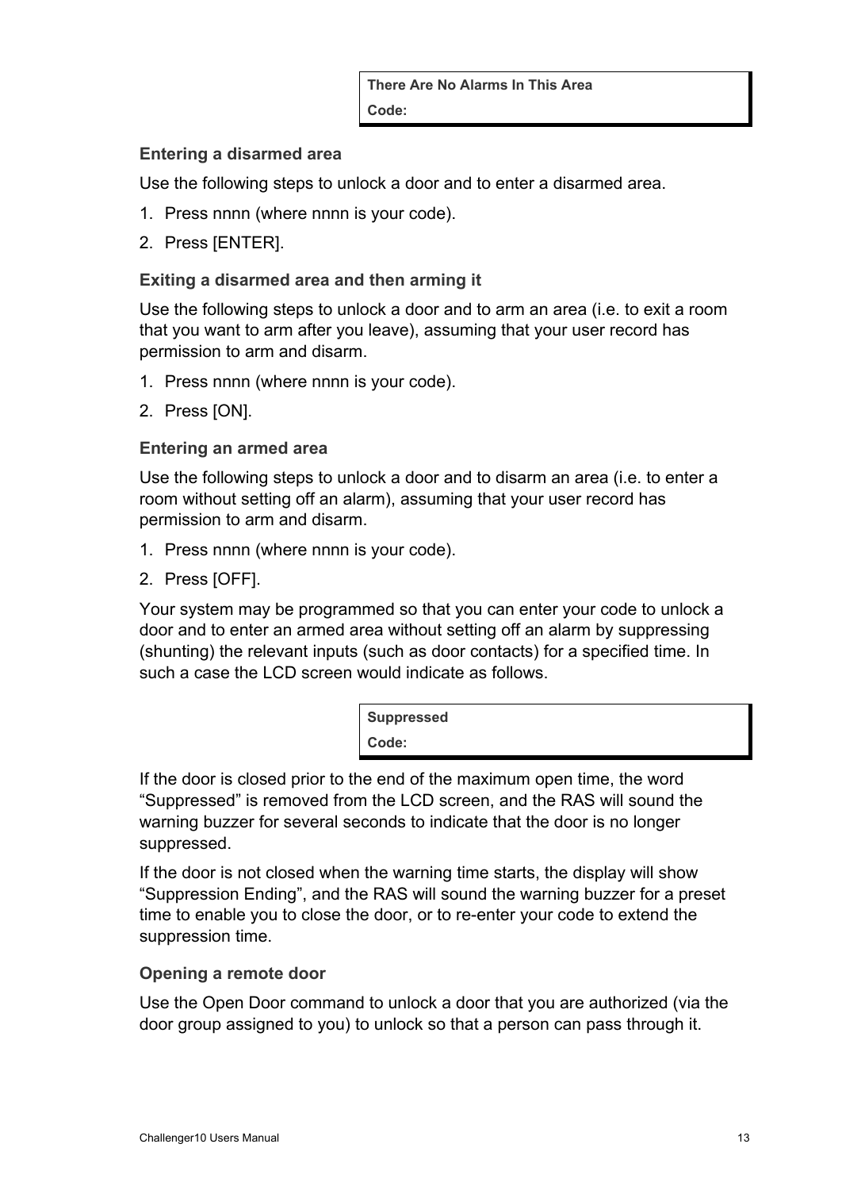| There Are No Alarms In This Area |
| --- |
| Code: |

### Entering a disarmed area

Use the following steps to unlock a door and to enter a disarmed area.

1. Press nnnn (where nnnn is your code).
2. Press [ENTER].

### Exiting a disarmed area and then arming it

Use the following steps to unlock a door and to arm an area (i.e. to exit a room that you want to arm after you leave), assuming that your user record has permission to arm and disarm.

1. Press nnnn (where nnnn is your code).
2. Press [ON].

### Entering an armed area

Use the following steps to unlock a door and to disarm an area (i.e. to enter a room without setting off an alarm), assuming that your user record has permission to arm and disarm.

1. Press nnnn (where nnnn is your code).
2. Press [OFF].

Your system may be programmed so that you can enter your code to unlock a door and to enter an armed area without setting off an alarm by suppressing (shunting) the relevant inputs (such as door contacts) for a specified time. In such a case the LCD screen would indicate as follows.

| Suppressed |
| --- |
| Code: |

If the door is closed prior to the end of the maximum open time, the word "Suppressed" is removed from the LCD screen, and the RAS will sound the warning buzzer for several seconds to indicate that the door is no longer suppressed.

If the door is not closed when the warning time starts, the display will show "Suppression Ending", and the RAS will sound the warning buzzer for a preset time to enable you to close the door, or to re-enter your code to extend the suppression time.

### Opening a remote door

Use the Open Door command to unlock a door that you are authorized (via the door group assigned to you) to unlock so that a person can pass through it.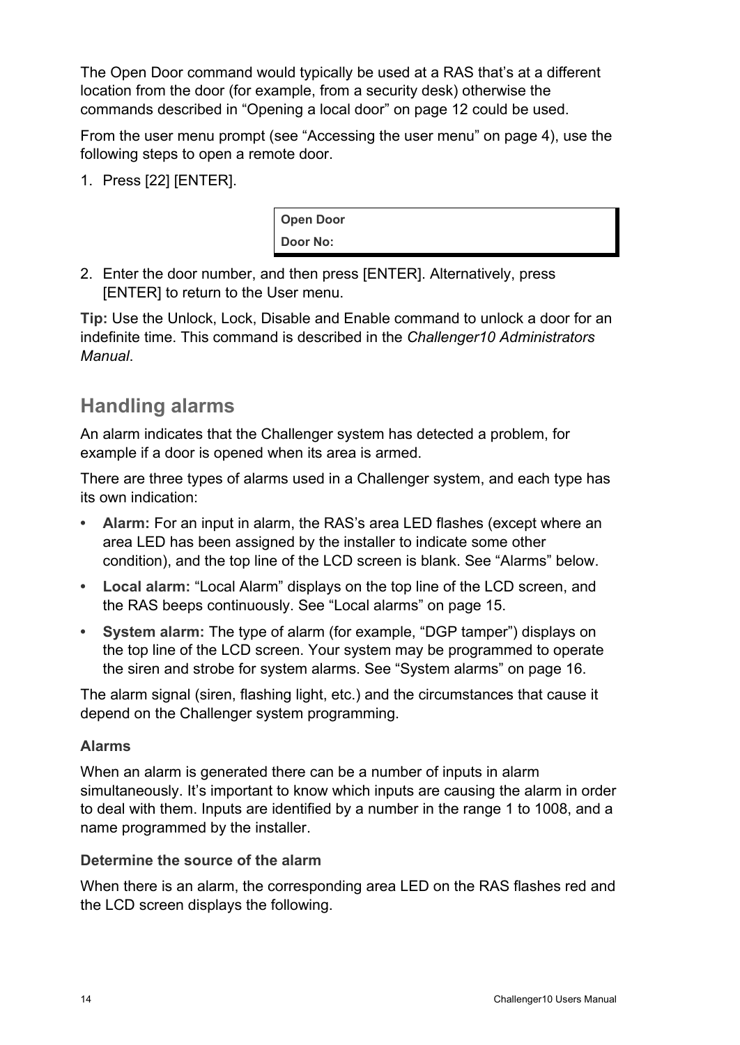The Open Door command would typically be used at a RAS that's at a different location from the door (for example, from a security desk) otherwise the commands described in "Opening a local door" on page 12 could be used.

From the user menu prompt (see "Accessing the user menu" on page 4), use the following steps to open a remote door.

1. Press [22] [ENTER].

```
Open Door
Door No:
```

2. Enter the door number, and then press [ENTER]. Alternatively, press [ENTER] to return to the User menu.

**Tip:** Use the Unlock, Lock, Disable and Enable command to unlock a door for an indefinite time. This command is described in the *Challenger10 Administrators Manual*.

## Handling alarms

An alarm indicates that the Challenger system has detected a problem, for example if a door is opened when its area is armed.

There are three types of alarms used in a Challenger system, and each type has its own indication:

- **Alarm:** For an input in alarm, the RAS's area LED flashes (except where an area LED has been assigned by the installer to indicate some other condition), and the top line of the LCD screen is blank. See "Alarms" below.
- **Local alarm:** "Local Alarm" displays on the top line of the LCD screen, and the RAS beeps continuously. See "Local alarms" on page 15.
- **System alarm:** The type of alarm (for example, "DGP tamper") displays on the top line of the LCD screen. Your system may be programmed to operate the siren and strobe for system alarms. See "System alarms" on page 16.

The alarm signal (siren, flashing light, etc.) and the circumstances that cause it depend on the Challenger system programming.

### Alarms

When an alarm is generated there can be a number of inputs in alarm simultaneously. It's important to know which inputs are causing the alarm in order to deal with them. Inputs are identified by a number in the range 1 to 1008, and a name programmed by the installer.

#### Determine the source of the alarm

When there is an alarm, the corresponding area LED on the RAS flashes red and the LCD screen displays the following.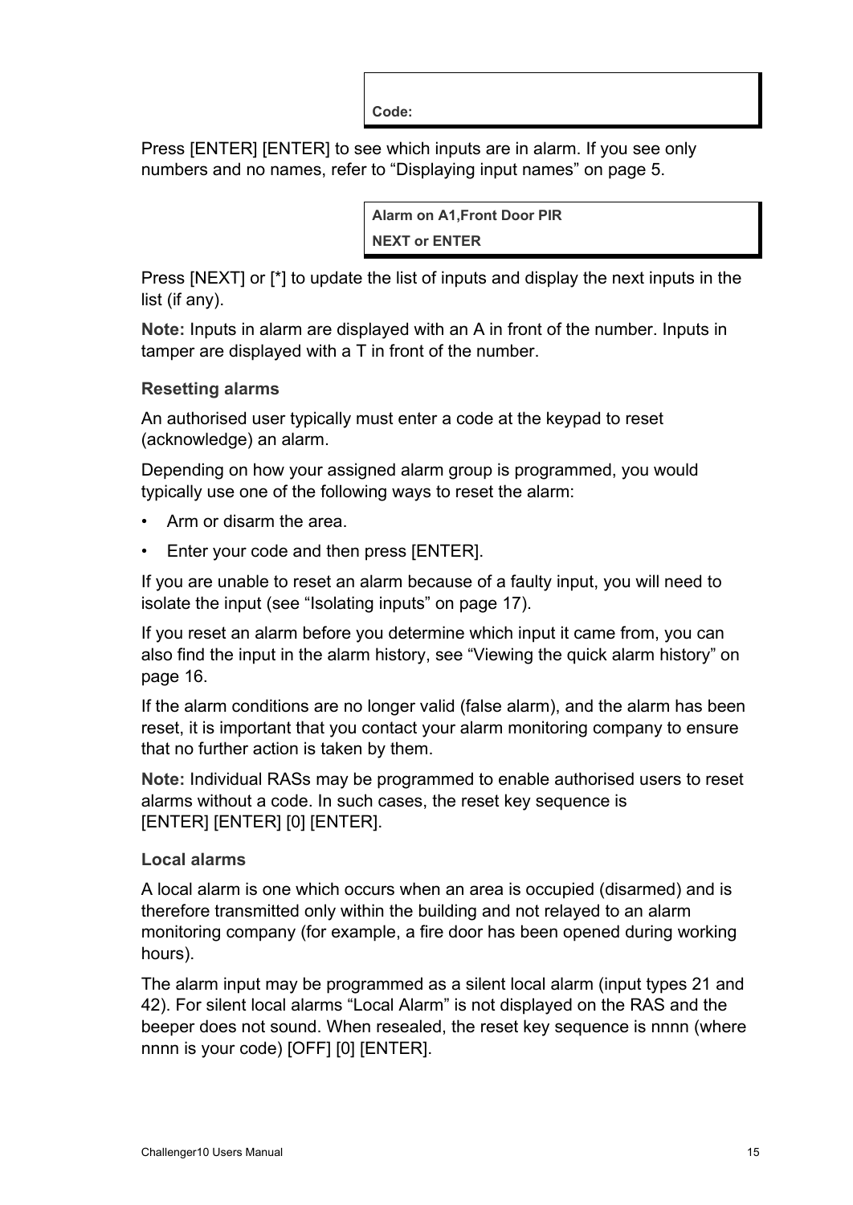```
Code:
```

Press [ENTER] [ENTER] to see which inputs are in alarm. If you see only numbers and no names, refer to “Displaying input names” on page 5.

```
Alarm on A1,Front Door PIR
NEXT or ENTER
```

Press [NEXT] or [*] to update the list of inputs and display the next inputs in the list (if any).

**Note:** Inputs in alarm are displayed with an A in front of the number. Inputs in tamper are displayed with a T in front of the number.

### Resetting alarms

An authorised user typically must enter a code at the keypad to reset (acknowledge) an alarm.

Depending on how your assigned alarm group is programmed, you would typically use one of the following ways to reset the alarm:

- Arm or disarm the area.
- Enter your code and then press [ENTER].

If you are unable to reset an alarm because of a faulty input, you will need to isolate the input (see “Isolating inputs” on page 17).

If you reset an alarm before you determine which input it came from, you can also find the input in the alarm history, see “Viewing the quick alarm history” on page 16.

If the alarm conditions are no longer valid (false alarm), and the alarm has been reset, it is important that you contact your alarm monitoring company to ensure that no further action is taken by them.

**Note:** Individual RASs may be programmed to enable authorised users to reset alarms without a code. In such cases, the reset key sequence is [ENTER] [ENTER] [0] [ENTER].

### Local alarms

A local alarm is one which occurs when an area is occupied (disarmed) and is therefore transmitted only within the building and not relayed to an alarm monitoring company (for example, a fire door has been opened during working hours).

The alarm input may be programmed as a silent local alarm (input types 21 and 42). For silent local alarms “Local Alarm” is not displayed on the RAS and the beeper does not sound. When resealed, the reset key sequence is nnnn (where nnnn is your code) [OFF] [0] [ENTER].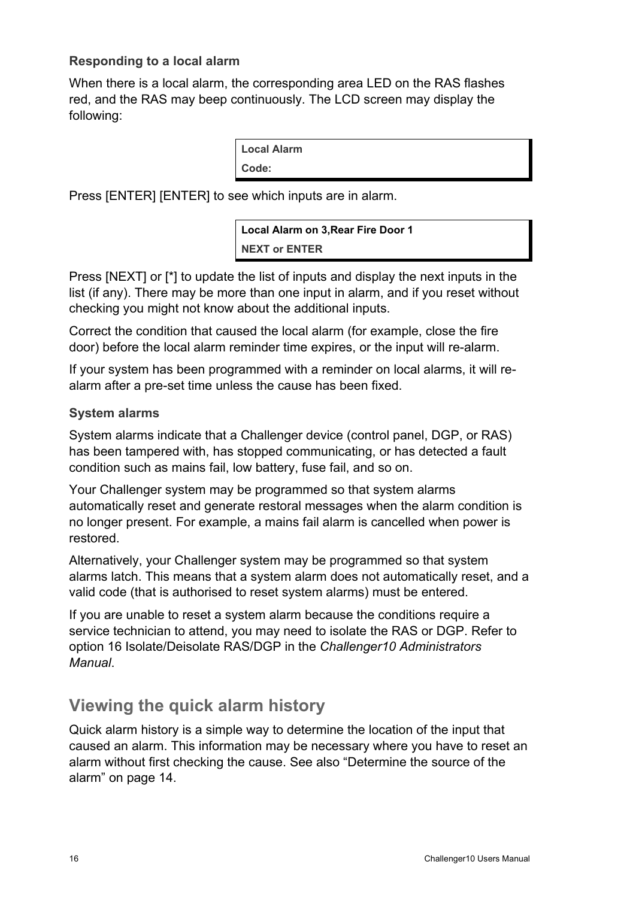### Responding to a local alarm

When there is a local alarm, the corresponding area LED on the RAS flashes red, and the RAS may beep continuously. The LCD screen may display the following:

```
Local Alarm
Code:
```

Press [ENTER] [ENTER] to see which inputs are in alarm.

```
Local Alarm on 3,Rear Fire Door 1
NEXT or ENTER
```

Press [NEXT] or [*] to update the list of inputs and display the next inputs in the list (if any). There may be more than one input in alarm, and if you reset without checking you might not know about the additional inputs.

Correct the condition that caused the local alarm (for example, close the fire door) before the local alarm reminder time expires, or the input will re-alarm.

If your system has been programmed with a reminder on local alarms, it will re-alarm after a pre-set time unless the cause has been fixed.

### System alarms

System alarms indicate that a Challenger device (control panel, DGP, or RAS) has been tampered with, has stopped communicating, or has detected a fault condition such as mains fail, low battery, fuse fail, and so on.

Your Challenger system may be programmed so that system alarms automatically reset and generate restoral messages when the alarm condition is no longer present. For example, a mains fail alarm is cancelled when power is restored.

Alternatively, your Challenger system may be programmed so that system alarms latch. This means that a system alarm does not automatically reset, and a valid code (that is authorised to reset system alarms) must be entered.

If you are unable to reset a system alarm because the conditions require a service technician to attend, you may need to isolate the RAS or DGP. Refer to option 16 Isolate/Deisolate RAS/DGP in the *Challenger10 Administrators Manual*.

## Viewing the quick alarm history

Quick alarm history is a simple way to determine the location of the input that caused an alarm. This information may be necessary where you have to reset an alarm without first checking the cause. See also “Determine the source of the alarm” on page 14.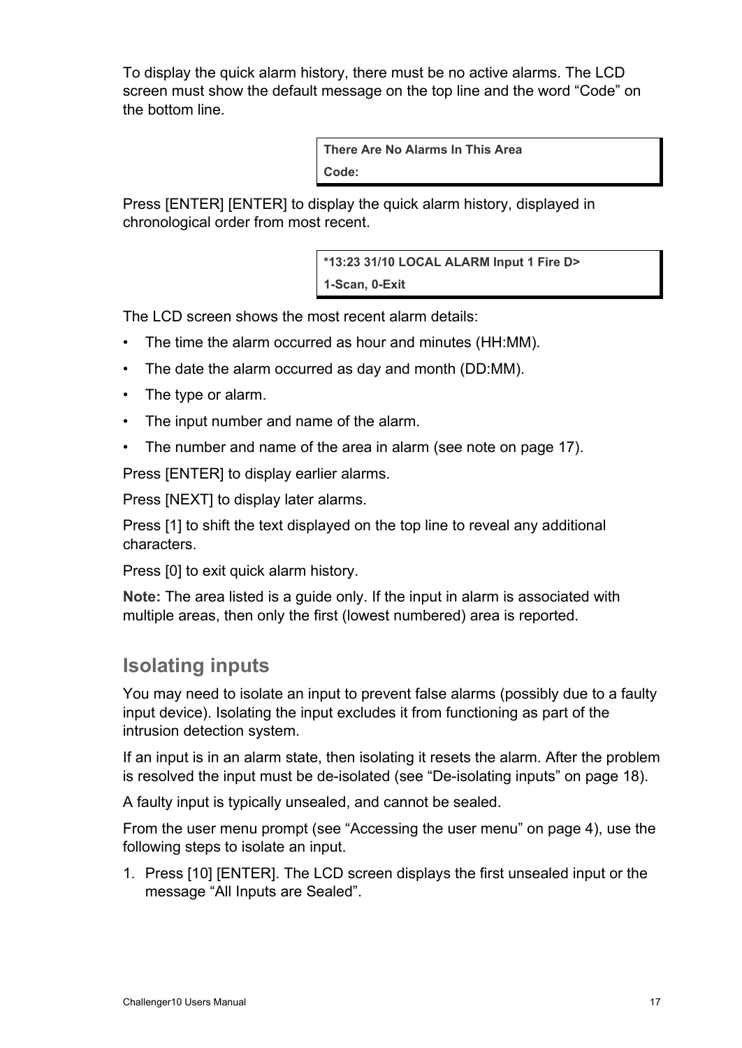To display the quick alarm history, there must be no active alarms. The LCD screen must show the default message on the top line and the word “Code” on the bottom line.

```
There Are No Alarms In This Area
Code:
```

Press [ENTER] [ENTER] to display the quick alarm history, displayed in chronological order from most recent.

```
*13:23 31/10 LOCAL ALARM Input 1 Fire D>
1-Scan, 0-Exit
```

The LCD screen shows the most recent alarm details:

- The time the alarm occurred as hour and minutes (HH:MM).
- The date the alarm occurred as day and month (DD:MM).
- The type or alarm.
- The input number and name of the alarm.
- The number and name of the area in alarm (see note on page 17).

Press [ENTER] to display earlier alarms.

Press [NEXT] to display later alarms.

Press [1] to shift the text displayed on the top line to reveal any additional characters.

Press [0] to exit quick alarm history.

**Note:** The area listed is a guide only. If the input in alarm is associated with multiple areas, then only the first (lowest numbered) area is reported.

## Isolating inputs

You may need to isolate an input to prevent false alarms (possibly due to a faulty input device). Isolating the input excludes it from functioning as part of the intrusion detection system.

If an input is in an alarm state, then isolating it resets the alarm. After the problem is resolved the input must be de-isolated (see “De-isolating inputs” on page 18).

A faulty input is typically unsealed, and cannot be sealed.

From the user menu prompt (see “Accessing the user menu” on page 4), use the following steps to isolate an input.

1. Press [10] [ENTER]. The LCD screen displays the first unsealed input or the message “All Inputs are Sealed”.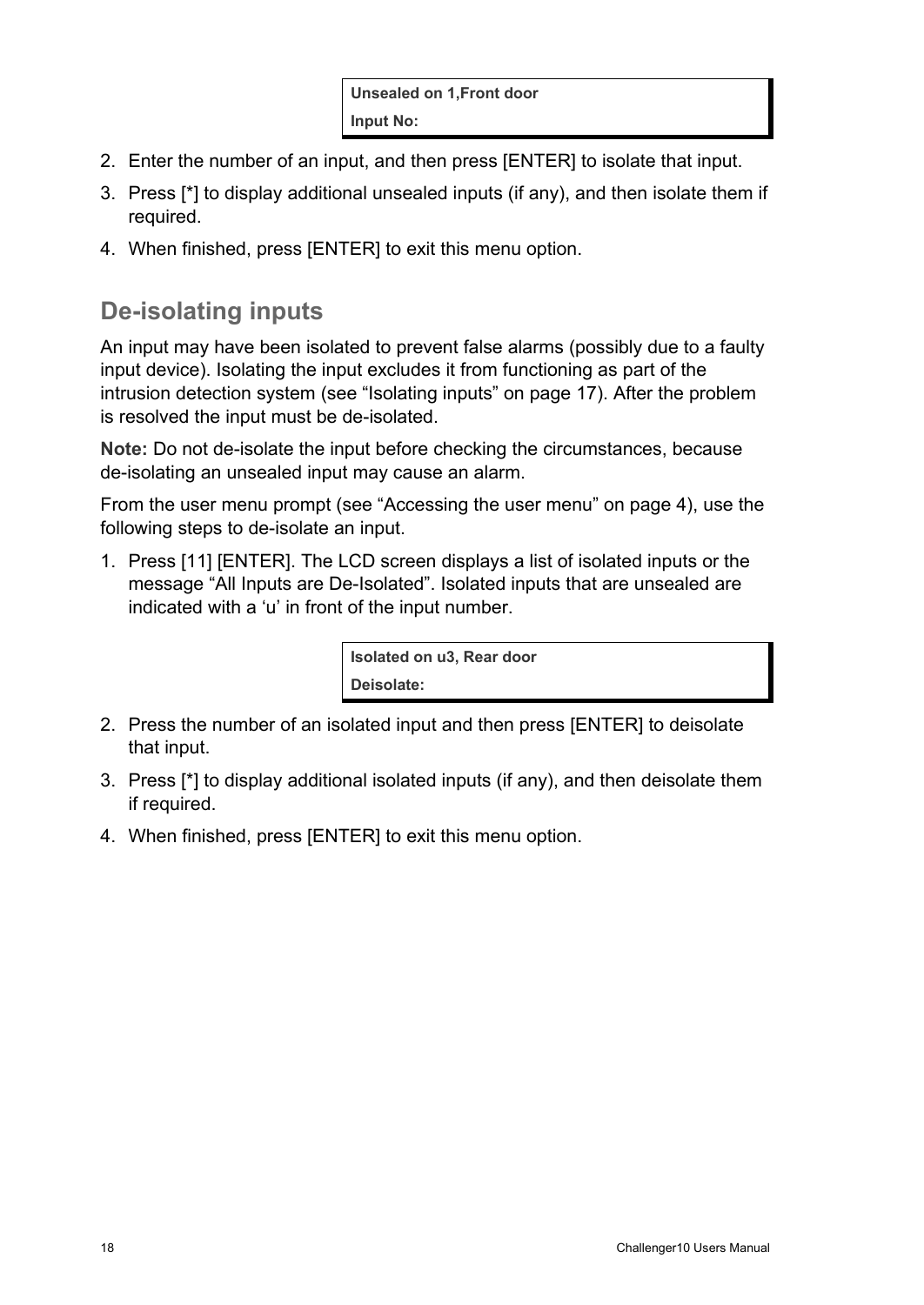```
Unsealed on 1,Front door
Input No:
```

2. Enter the number of an input, and then press [ENTER] to isolate that input.
3. Press [*] to display additional unsealed inputs (if any), and then isolate them if required.
4. When finished, press [ENTER] to exit this menu option.

## De-isolating inputs

An input may have been isolated to prevent false alarms (possibly due to a faulty input device). Isolating the input excludes it from functioning as part of the intrusion detection system (see “Isolating inputs” on page 17). After the problem is resolved the input must be de-isolated.

**Note:** Do not de-isolate the input before checking the circumstances, because de-isolating an unsealed input may cause an alarm.

From the user menu prompt (see “Accessing the user menu” on page 4), use the following steps to de-isolate an input.

1. Press [11] [ENTER]. The LCD screen displays a list of isolated inputs or the message “All Inputs are De-Isolated”. Isolated inputs that are unsealed are indicated with a ‘u’ in front of the input number.

```
Isolated on u3, Rear door
Deisolate:
```

2. Press the number of an isolated input and then press [ENTER] to deisolate that input.
3. Press [*] to display additional isolated inputs (if any), and then deisolate them if required.
4. When finished, press [ENTER] to exit this menu option.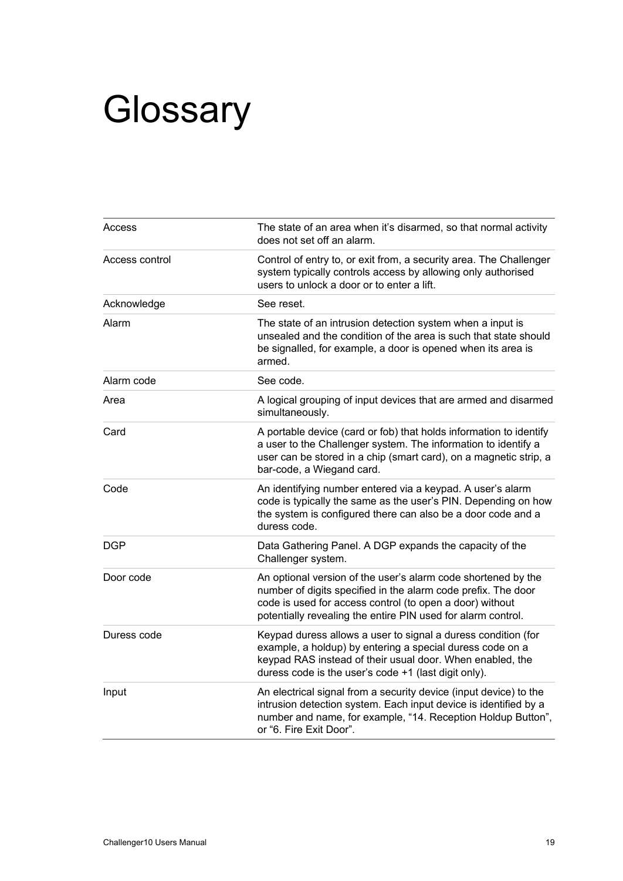# Glossary

| | |
|---|---|
| Access | The state of an area when it's disarmed, so that normal activity does not set off an alarm. |
| Access control | Control of entry to, or exit from, a security area. The Challenger system typically controls access by allowing only authorised users to unlock a door or to enter a lift. |
| Acknowledge | See reset. |
| Alarm | The state of an intrusion detection system when a input is unsealed and the condition of the area is such that state should be signalled, for example, a door is opened when its area is armed. |
| Alarm code | See code. |
| Area | A logical grouping of input devices that are armed and disarmed simultaneously. |
| Card | A portable device (card or fob) that holds information to identify a user to the Challenger system. The information to identify a user can be stored in a chip (smart card), on a magnetic strip, a bar-code, a Wiegand card. |
| Code | An identifying number entered via a keypad. A user's alarm code is typically the same as the user's PIN. Depending on how the system is configured there can also be a door code and a duress code. |
| DGP | Data Gathering Panel. A DGP expands the capacity of the Challenger system. |
| Door code | An optional version of the user's alarm code shortened by the number of digits specified in the alarm code prefix. The door code is used for access control (to open a door) without potentially revealing the entire PIN used for alarm control. |
| Duress code | Keypad duress allows a user to signal a duress condition (for example, a holdup) by entering a special duress code on a keypad RAS instead of their usual door. When enabled, the duress code is the user's code +1 (last digit only). |
| Input | An electrical signal from a security device (input device) to the intrusion detection system. Each input device is identified by a number and name, for example, "14. Reception Holdup Button", or "6. Fire Exit Door". |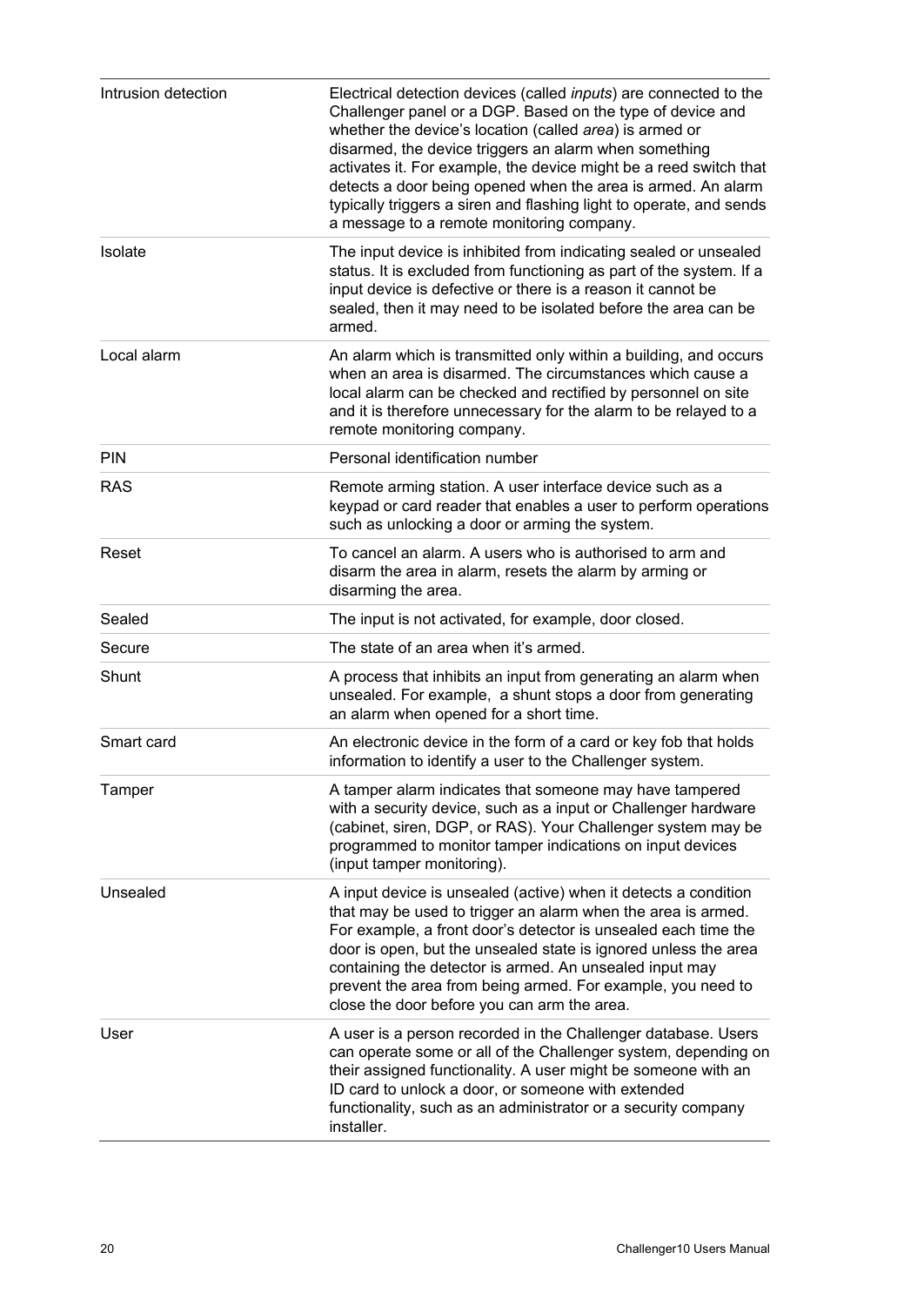| | |
|---|---|
| Intrusion detection | Electrical detection devices (called *inputs*) are connected to the Challenger panel or a DGP. Based on the type of device and whether the device's location (called *area*) is armed or disarmed, the device triggers an alarm when something activates it. For example, the device might be a reed switch that detects a door being opened when the area is armed. An alarm typically triggers a siren and flashing light to operate, and sends a message to a remote monitoring company. |
| Isolate | The input device is inhibited from indicating sealed or unsealed status. It is excluded from functioning as part of the system. If a input device is defective or there is a reason it cannot be sealed, then it may need to be isolated before the area can be armed. |
| Local alarm | An alarm which is transmitted only within a building, and occurs when an area is disarmed. The circumstances which cause a local alarm can be checked and rectified by personnel on site and it is therefore unnecessary for the alarm to be relayed to a remote monitoring company. |
| PIN | Personal identification number |
| RAS | Remote arming station. A user interface device such as a keypad or card reader that enables a user to perform operations such as unlocking a door or arming the system. |
| Reset | To cancel an alarm. A users who is authorised to arm and disarm the area in alarm, resets the alarm by arming or disarming the area. |
| Sealed | The input is not activated, for example, door closed. |
| Secure | The state of an area when it's armed. |
| Shunt | A process that inhibits an input from generating an alarm when unsealed. For example, a shunt stops a door from generating an alarm when opened for a short time. |
| Smart card | An electronic device in the form of a card or key fob that holds information to identify a user to the Challenger system. |
| Tamper | A tamper alarm indicates that someone may have tampered with a security device, such as a input or Challenger hardware (cabinet, siren, DGP, or RAS). Your Challenger system may be programmed to monitor tamper indications on input devices (input tamper monitoring). |
| Unsealed | A input device is unsealed (active) when it detects a condition that may be used to trigger an alarm when the area is armed. For example, a front door's detector is unsealed each time the door is open, but the unsealed state is ignored unless the area containing the detector is armed. An unsealed input may prevent the area from being armed. For example, you need to close the door before you can arm the area. |
| User | A user is a person recorded in the Challenger database. Users can operate some or all of the Challenger system, depending on their assigned functionality. A user might be someone with an ID card to unlock a door, or someone with extended functionality, such as an administrator or a security company installer. |